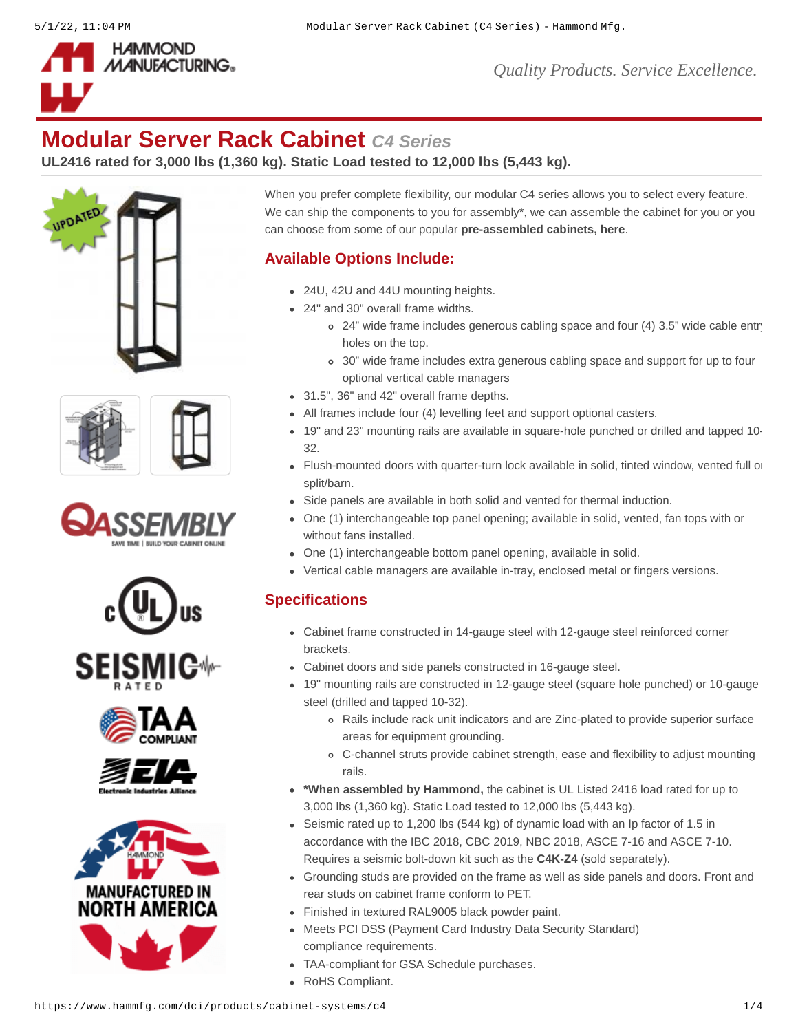# Modular Server Rack Cabinet *C4 Series*

**UL2416 rated for 3,000 lbs (1,360 kg). Static Load tested to 12,000 lbs (5,443 kg).**

When you prefer complete flexibility, our modular C4 series allows you to select every feature. We can ship the components to you for assembly*, we can assemble the cabinet for you or you can choose from some of our popular **pre-assembled cabinets, here**.

## Available Options Include:

- 24U, 42U and 44U mounting heights.
- 24" and 30" overall frame widths.
  - 24" wide frame includes generous cabling space and four (4) 3.5" wide cable entry holes on the top.
  - 30" wide frame includes extra generous cabling space and support for up to four optional vertical cable managers
- 31.5", 36" and 42" overall frame depths.
- All frames include four (4) levelling feet and support optional casters.
- 19" and 23" mounting rails are available in square-hole punched or drilled and tapped 10-32.
- Flush-mounted doors with quarter-turn lock available in solid, tinted window, vented full or split/barn.
- Side panels are available in both solid and vented for thermal induction.
- One (1) interchangeable top panel opening; available in solid, vented, fan tops with or without fans installed.
- One (1) interchangeable bottom panel opening, available in solid.
- Vertical cable managers are available in-tray, enclosed metal or fingers versions.

## Specifications

- Cabinet frame constructed in 14-gauge steel with 12-gauge steel reinforced corner brackets.
- Cabinet doors and side panels constructed in 16-gauge steel.
- 19" mounting rails are constructed in 12-gauge steel (square hole punched) or 10-gauge steel (drilled and tapped 10-32).
  - Rails include rack unit indicators and are Zinc-plated to provide superior surface areas for equipment grounding.
  - C-channel struts provide cabinet strength, ease and flexibility to adjust mounting rails.
- ***When assembled by Hammond,** the cabinet is UL Listed 2416 load rated for up to 3,000 lbs (1,360 kg). Static Load tested to 12,000 lbs (5,443 kg).
- Seismic rated up to 1,200 lbs (544 kg) of dynamic load with an Ip factor of 1.5 in accordance with the IBC 2018, CBC 2019, NBC 2018, ASCE 7-16 and ASCE 7-10. Requires a seismic bolt-down kit such as the **C4K-Z4** (sold separately).
- Grounding studs are provided on the frame as well as side panels and doors. Front and rear studs on cabinet frame conform to PET.
- Finished in textured RAL9005 black powder paint.
- Meets PCI DSS (Payment Card Industry Data Security Standard) compliance requirements.
- TAA-compliant for GSA Schedule purchases.
- RoHS Compliant.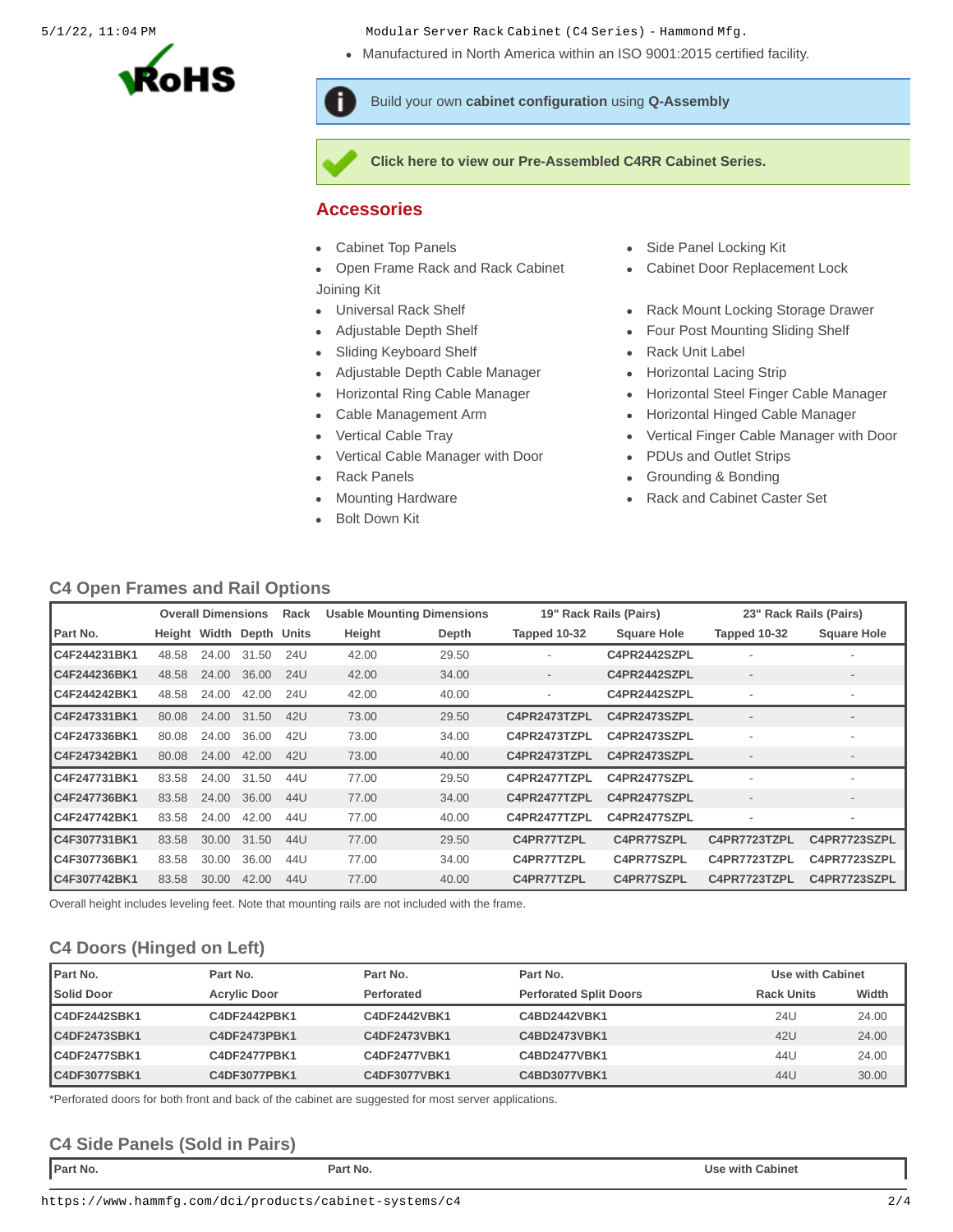- Manufactured in North America within an ISO 9001:2015 certified facility.

Build your own **cabinet configuration** using **Q-Assembly**

**Click here to view our Pre-Assembled C4RR Cabinet Series.**

## Accessories

- Cabinet Top Panels
- Open Frame Rack and Rack Cabinet Joining Kit
- Universal Rack Shelf
- Adjustable Depth Shelf
- Sliding Keyboard Shelf
- Adjustable Depth Cable Manager
- Horizontal Ring Cable Manager
- Cable Management Arm
- Vertical Cable Tray
- Vertical Cable Manager with Door
- Rack Panels
- Mounting Hardware
- Bolt Down Kit
- Side Panel Locking Kit
- Cabinet Door Replacement Lock
- Rack Mount Locking Storage Drawer
- Four Post Mounting Sliding Shelf
- Rack Unit Label
- Horizontal Lacing Strip
- Horizontal Steel Finger Cable Manager
- Horizontal Hinged Cable Manager
- Vertical Finger Cable Manager with Door
- PDUs and Outlet Strips
- Grounding & Bonding
- Rack and Cabinet Caster Set

### C4 Open Frames and Rail Options

| | Overall Dimensions | | | Rack | Usable Mounting Dimensions | | 19" Rack Rails (Pairs) | | 23" Rack Rails (Pairs) | |
|---|---|---|---|---|---|---|---|---|---|---|
| **Part No.** | **Height** | **Width** | **Depth** | **Units** | **Height** | **Depth** | **Tapped 10-32** | **Square Hole** | **Tapped 10-32** | **Square Hole** |
| C4F244231BK1 | 48.58 | 24.00 | 31.50 | 24U | 42.00 | 29.50 | - | C4PR2442SZPL | - | - |
| C4F244236BK1 | 48.58 | 24.00 | 36.00 | 24U | 42.00 | 34.00 | - | C4PR2442SZPL | - | - |
| C4F244242BK1 | 48.58 | 24.00 | 42.00 | 24U | 42.00 | 40.00 | - | C4PR2442SZPL | - | - |
| C4F247331BK1 | 80.08 | 24.00 | 31.50 | 42U | 73.00 | 29.50 | C4PR2473TZPL | C4PR2473SZPL | - | - |
| C4F247336BK1 | 80.08 | 24.00 | 36.00 | 42U | 73.00 | 34.00 | C4PR2473TZPL | C4PR2473SZPL | - | - |
| C4F247342BK1 | 80.08 | 24.00 | 42.00 | 42U | 73.00 | 40.00 | C4PR2473TZPL | C4PR2473SZPL | - | - |
| C4F247731BK1 | 83.58 | 24.00 | 31.50 | 44U | 77.00 | 29.50 | C4PR2477TZPL | C4PR2477SZPL | - | - |
| C4F247736BK1 | 83.58 | 24.00 | 36.00 | 44U | 77.00 | 34.00 | C4PR2477TZPL | C4PR2477SZPL | - | - |
| C4F247742BK1 | 83.58 | 24.00 | 42.00 | 44U | 77.00 | 40.00 | C4PR2477TZPL | C4PR2477SZPL | - | - |
| C4F307731BK1 | 83.58 | 30.00 | 31.50 | 44U | 77.00 | 29.50 | C4PR77TZPL | C4PR77SZPL | C4PR7723TZPL | C4PR7723SZPL |
| C4F307736BK1 | 83.58 | 30.00 | 36.00 | 44U | 77.00 | 34.00 | C4PR77TZPL | C4PR77SZPL | C4PR7723TZPL | C4PR7723SZPL |
| C4F307742BK1 | 83.58 | 30.00 | 42.00 | 44U | 77.00 | 40.00 | C4PR77TZPL | C4PR77SZPL | C4PR7723TZPL | C4PR7723SZPL |

Overall height includes leveling feet. Note that mounting rails are not included with the frame.

### C4 Doors (Hinged on Left)

| Part No. | Part No. | Part No. | Part No. | Use with Cabinet | |
|---|---|---|---|---|---|
| **Solid Door** | **Acrylic Door** | **Perforated** | **Perforated Split Doors** | **Rack Units** | **Width** |
| C4DF2442SBK1 | C4DF2442PBK1 | C4DF2442VBK1 | C4BD2442VBK1 | 24U | 24.00 |
| C4DF2473SBK1 | C4DF2473PBK1 | C4DF2473VBK1 | C4BD2473VBK1 | 42U | 24.00 |
| C4DF2477SBK1 | C4DF2477PBK1 | C4DF2477VBK1 | C4BD2477VBK1 | 44U | 24.00 |
| C4DF3077SBK1 | C4DF3077PBK1 | C4DF3077VBK1 | C4BD3077VBK1 | 44U | 30.00 |

*Perforated doors for both front and back of the cabinet are suggested for most server applications.

### C4 Side Panels (Sold in Pairs)

| Part No. | Part No. | Use with Cabinet |
|---|---|---|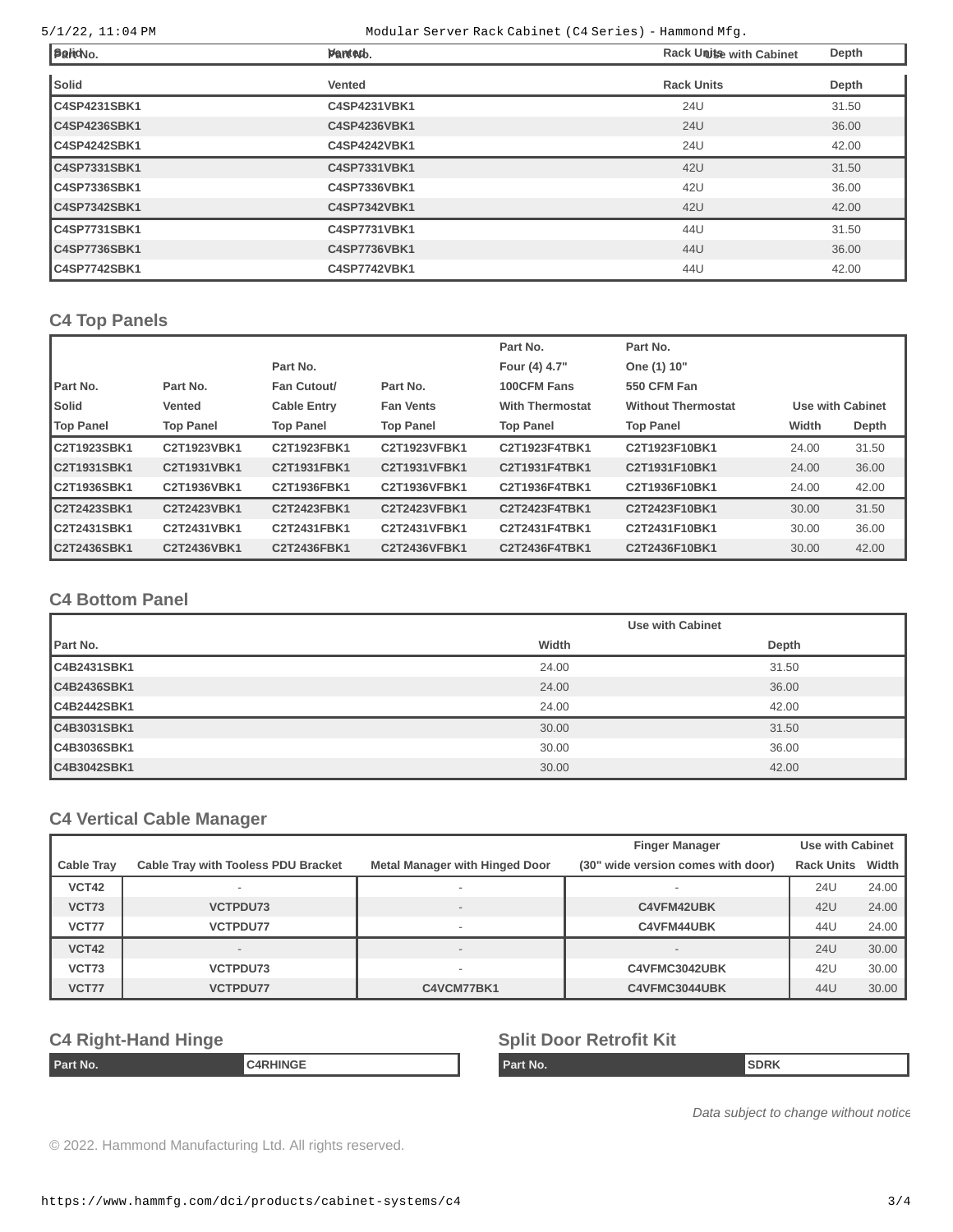| Part No. | | Rack Units | Depth |
|---|---|---|---|
| Solid | Vented | Rack Units | Depth |
| C4SP4231SBK1 | C4SP4231VBK1 | 24U | 31.50 |
| C4SP4236SBK1 | C4SP4236VBK1 | 24U | 36.00 |
| C4SP4242SBK1 | C4SP4242VBK1 | 24U | 42.00 |
| C4SP7331SBK1 | C4SP7331VBK1 | 42U | 31.50 |
| C4SP7336SBK1 | C4SP7336VBK1 | 42U | 36.00 |
| C4SP7342SBK1 | C4SP7342VBK1 | 42U | 42.00 |
| C4SP7731SBK1 | C4SP7731VBK1 | 44U | 31.50 |
| C4SP7736SBK1 | C4SP7736VBK1 | 44U | 36.00 |
| C4SP7742SBK1 | C4SP7742VBK1 | 44U | 42.00 |

## C4 Top Panels

| Part No. Solid Top Panel | Part No. Vented Top Panel | Part No. Fan Cutout/ Cable Entry Top Panel | Part No. Fan Vents Top Panel | Part No. Four (4) 4.7" 100CFM Fans With Thermostat Top Panel | Part No. One (1) 10" 550 CFM Fan Without Thermostat Top Panel | Use with Cabinet Width | Depth |
|---|---|---|---|---|---|---|---|
| C2T1923SBK1 | C2T1923VBK1 | C2T1923FBK1 | C2T1923VFBK1 | C2T1923F4TBK1 | C2T1923F10BK1 | 24.00 | 31.50 |
| C2T1931SBK1 | C2T1931VBK1 | C2T1931FBK1 | C2T1931VFBK1 | C2T1931F4TBK1 | C2T1931F10BK1 | 24.00 | 36.00 |
| C2T1936SBK1 | C2T1936VBK1 | C2T1936FBK1 | C2T1936VFBK1 | C2T1936F4TBK1 | C2T1936F10BK1 | 24.00 | 42.00 |
| C2T2423SBK1 | C2T2423VBK1 | C2T2423FBK1 | C2T2423VFBK1 | C2T2423F4TBK1 | C2T2423F10BK1 | 30.00 | 31.50 |
| C2T2431SBK1 | C2T2431VBK1 | C2T2431FBK1 | C2T2431VFBK1 | C2T2431F4TBK1 | C2T2431F10BK1 | 30.00 | 36.00 |
| C2T2436SBK1 | C2T2436VBK1 | C2T2436FBK1 | C2T2436VFBK1 | C2T2436F4TBK1 | C2T2436F10BK1 | 30.00 | 42.00 |

## C4 Bottom Panel

| | Use with Cabinet | |
|---|---|---|
| Part No. | Width | Depth |
| C4B2431SBK1 | 24.00 | 31.50 |
| C4B2436SBK1 | 24.00 | 36.00 |
| C4B2442SBK1 | 24.00 | 42.00 |
| C4B3031SBK1 | 30.00 | 31.50 |
| C4B3036SBK1 | 30.00 | 36.00 |
| C4B3042SBK1 | 30.00 | 42.00 |

## C4 Vertical Cable Manager

| Cable Tray | Cable Tray with Tooless PDU Bracket | Metal Manager with Hinged Door | Finger Manager (30" wide version comes with door) | Use with Cabinet Rack Units | Width |
|---|---|---|---|---|---|
| VCT42 | - | - | - | 24U | 24.00 |
| VCT73 | VCTPDU73 | - | C4VFM42UBK | 42U | 24.00 |
| VCT77 | VCTPDU77 | - | C4VFM44UBK | 44U | 24.00 |
| VCT42 | - | - | - | 24U | 30.00 |
| VCT73 | VCTPDU73 | - | C4VFMC3042UBK | 42U | 30.00 |
| VCT77 | VCTPDU77 | C4VCM77BK1 | C4VFMC3044UBK | 44U | 30.00 |

## C4 Right-Hand Hinge

| Part No. | C4RHINGE |
|---|---|

## Split Door Retrofit Kit

| Part No. | SDRK |
|---|---|

*Data subject to change without notice*

© 2022. Hammond Manufacturing Ltd. All rights reserved.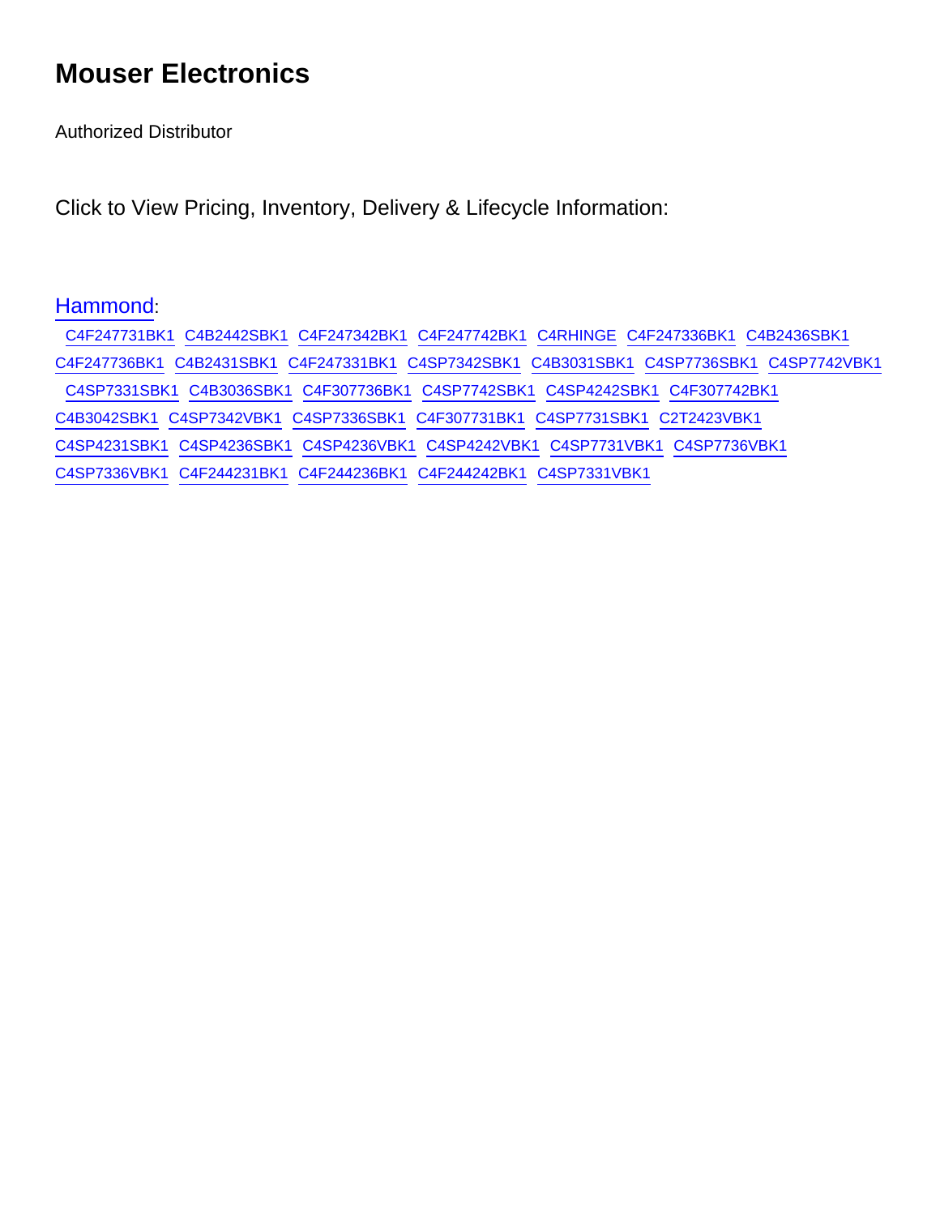# Mouser Electronics

Authorized Distributor

Click to View Pricing, Inventory, Delivery & Lifecycle Information:

Hammond:

C4F247731BK1 C4B2442SBK1 C4F247342BK1 C4F247742BK1 C4RHINGE C4F247336BK1 C4B2436SBK1 C4F247736BK1 C4B2431SBK1 C4F247331BK1 C4SP7342SBK1 C4B3031SBK1 C4SP7736SBK1 C4SP7742VBK1 C4SP7331SBK1 C4B3036SBK1 C4F307736BK1 C4SP7742SBK1 C4SP4242SBK1 C4F307742BK1 C4B3042SBK1 C4SP7342VBK1 C4SP7336SBK1 C4F307731BK1 C4SP7731SBK1 C2T2423VBK1 C4SP4231SBK1 C4SP4236SBK1 C4SP4236VBK1 C4SP4242VBK1 C4SP7731VBK1 C4SP7736VBK1 C4SP7336VBK1 C4F244231BK1 C4F244236BK1 C4F244242BK1 C4SP7331VBK1